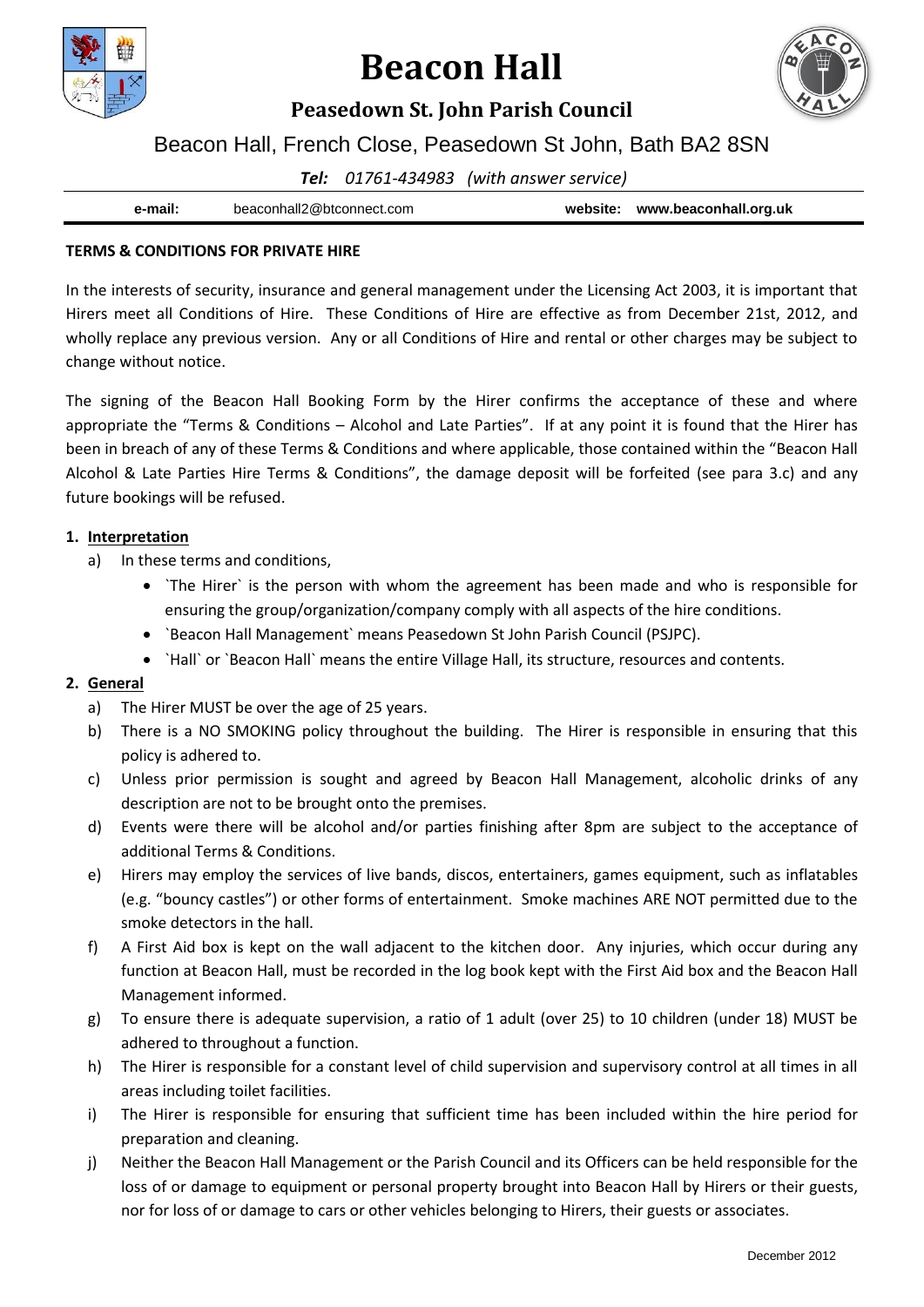# Beacon Hall

## Peasedown St. John Parish Council

Beacon Hall, French Close, Peasedown St John, Bath BA2 8SN

***Tel:*** *01761-434983 (with answer service)*

**e-mail:** beaconhall2@btconnect.com **website: www.beaconhall.org.uk**

**TERMS & CONDITIONS FOR PRIVATE HIRE**

In the interests of security, insurance and general management under the Licensing Act 2003, it is important that Hirers meet all Conditions of Hire. These Conditions of Hire are effective as from December 21st, 2012, and wholly replace any previous version. Any or all Conditions of Hire and rental or other charges may be subject to change without notice.

The signing of the Beacon Hall Booking Form by the Hirer confirms the acceptance of these and where appropriate the "Terms & Conditions – Alcohol and Late Parties". If at any point it is found that the Hirer has been in breach of any of these Terms & Conditions and where applicable, those contained within the "Beacon Hall Alcohol & Late Parties Hire Terms & Conditions", the damage deposit will be forfeited (see para 3.c) and any future bookings will be refused.

**1. Interpretation**

a) In these terms and conditions,
   - `The Hirer` is the person with whom the agreement has been made and who is responsible for ensuring the group/organization/company comply with all aspects of the hire conditions.
   - `Beacon Hall Management` means Peasedown St John Parish Council (PSJPC).
   - `Hall` or `Beacon Hall` means the entire Village Hall, its structure, resources and contents.

**2. General**

a) The Hirer MUST be over the age of 25 years.

b) There is a NO SMOKING policy throughout the building. The Hirer is responsible in ensuring that this policy is adhered to.

c) Unless prior permission is sought and agreed by Beacon Hall Management, alcoholic drinks of any description are not to be brought onto the premises.

d) Events were there will be alcohol and/or parties finishing after 8pm are subject to the acceptance of additional Terms & Conditions.

e) Hirers may employ the services of live bands, discos, entertainers, games equipment, such as inflatables (e.g. "bouncy castles") or other forms of entertainment. Smoke machines ARE NOT permitted due to the smoke detectors in the hall.

f) A First Aid box is kept on the wall adjacent to the kitchen door. Any injuries, which occur during any function at Beacon Hall, must be recorded in the log book kept with the First Aid box and the Beacon Hall Management informed.

g) To ensure there is adequate supervision, a ratio of 1 adult (over 25) to 10 children (under 18) MUST be adhered to throughout a function.

h) The Hirer is responsible for a constant level of child supervision and supervisory control at all times in all areas including toilet facilities.

i) The Hirer is responsible for ensuring that sufficient time has been included within the hire period for preparation and cleaning.

j) Neither the Beacon Hall Management or the Parish Council and its Officers can be held responsible for the loss of or damage to equipment or personal property brought into Beacon Hall by Hirers or their guests, nor for loss of or damage to cars or other vehicles belonging to Hirers, their guests or associates.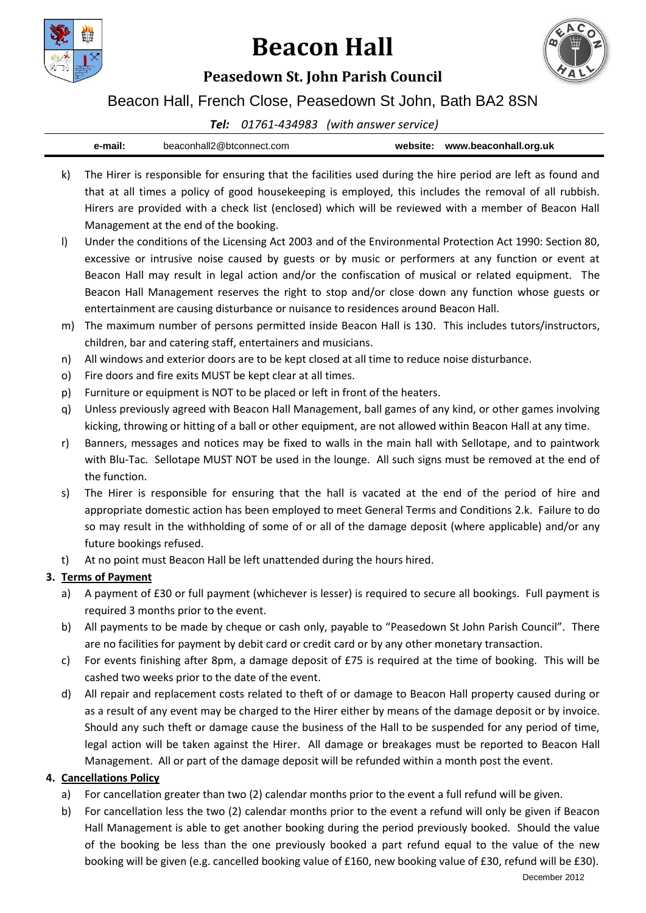k) The Hirer is responsible for ensuring that the facilities used during the hire period are left as found and that at all times a policy of good housekeeping is employed, this includes the removal of all rubbish. Hirers are provided with a check list (enclosed) which will be reviewed with a member of Beacon Hall Management at the end of the booking.

l) Under the conditions of the Licensing Act 2003 and of the Environmental Protection Act 1990: Section 80, excessive or intrusive noise caused by guests or by music or performers at any function or event at Beacon Hall may result in legal action and/or the confiscation of musical or related equipment. The Beacon Hall Management reserves the right to stop and/or close down any function whose guests or entertainment are causing disturbance or nuisance to residences around Beacon Hall.

m) The maximum number of persons permitted inside Beacon Hall is 130. This includes tutors/instructors, children, bar and catering staff, entertainers and musicians.

n) All windows and exterior doors are to be kept closed at all time to reduce noise disturbance.

o) Fire doors and fire exits MUST be kept clear at all times.

p) Furniture or equipment is NOT to be placed or left in front of the heaters.

q) Unless previously agreed with Beacon Hall Management, ball games of any kind, or other games involving kicking, throwing or hitting of a ball or other equipment, are not allowed within Beacon Hall at any time.

r) Banners, messages and notices may be fixed to walls in the main hall with Sellotape, and to paintwork with Blu-Tac. Sellotape MUST NOT be used in the lounge. All such signs must be removed at the end of the function.

s) The Hirer is responsible for ensuring that the hall is vacated at the end of the period of hire and appropriate domestic action has been employed to meet General Terms and Conditions 2.k. Failure to do so may result in the withholding of some of or all of the damage deposit (where applicable) and/or any future bookings refused.

t) At no point must Beacon Hall be left unattended during the hours hired.

## 3. Terms of Payment

a) A payment of £30 or full payment (whichever is lesser) is required to secure all bookings. Full payment is required 3 months prior to the event.

b) All payments to be made by cheque or cash only, payable to "Peasedown St John Parish Council". There are no facilities for payment by debit card or credit card or by any other monetary transaction.

c) For events finishing after 8pm, a damage deposit of £75 is required at the time of booking. This will be cashed two weeks prior to the date of the event.

d) All repair and replacement costs related to theft of or damage to Beacon Hall property caused during or as a result of any event may be charged to the Hirer either by means of the damage deposit or by invoice. Should any such theft or damage cause the business of the Hall to be suspended for any period of time, legal action will be taken against the Hirer. All damage or breakages must be reported to Beacon Hall Management. All or part of the damage deposit will be refunded within a month post the event.

## 4. Cancellations Policy

a) For cancellation greater than two (2) calendar months prior to the event a full refund will be given.

b) For cancellation less the two (2) calendar months prior to the event a refund will only be given if Beacon Hall Management is able to get another booking during the period previously booked. Should the value of the booking be less than the one previously booked a part refund equal to the value of the new booking will be given (e.g. cancelled booking value of £160, new booking value of £30, refund will be £30).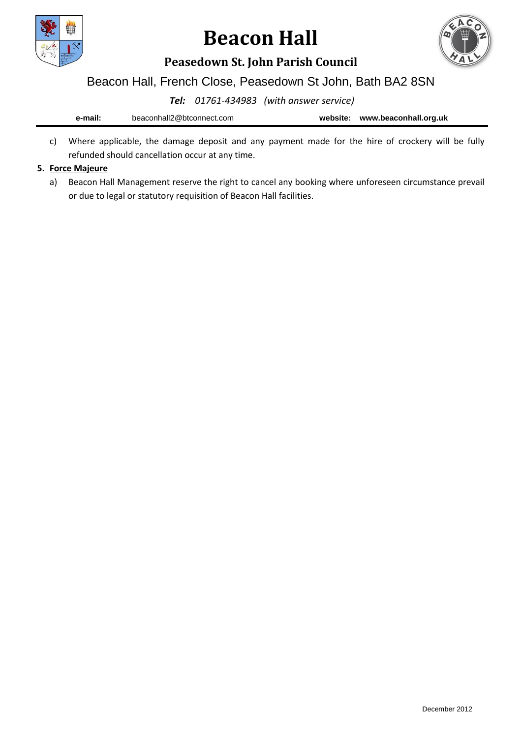c) Where applicable, the damage deposit and any payment made for the hire of crockery will be fully refunded should cancellation occur at any time.

**5. Force Majeure**

a) Beacon Hall Management reserve the right to cancel any booking where unforeseen circumstance prevail or due to legal or statutory requisition of Beacon Hall facilities.

December 2012